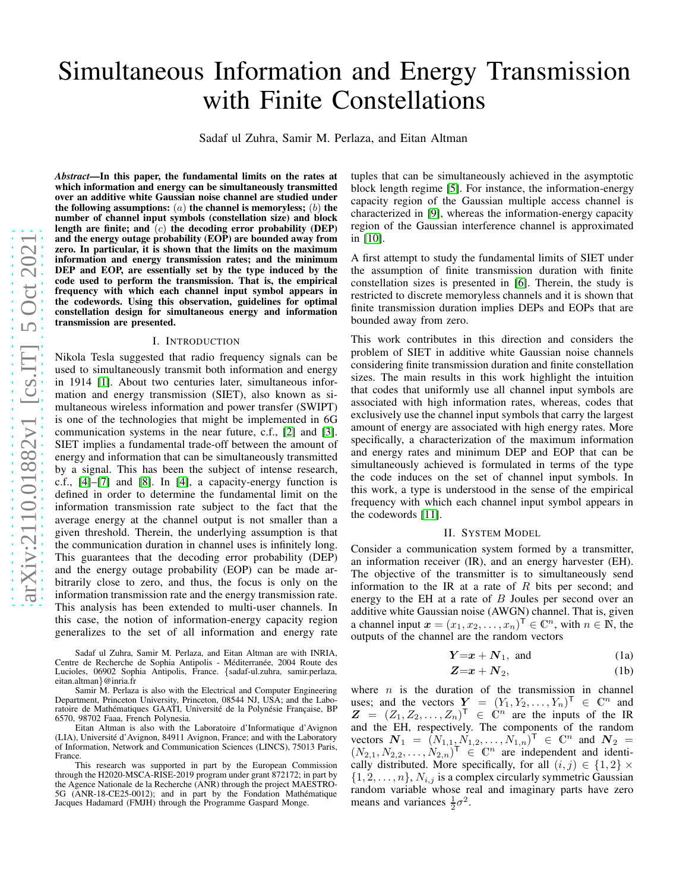# Simultaneous Information and Energy Transmission with Finite Constellations

Sadaf ul Zuhra, Samir M. Perlaza, and Eitan Altman

***Abstract*—In this paper, the fundamental limits on the rates at which information and energy can be simultaneously transmitted over an additive white Gaussian noise channel are studied under the following assumptions: $(a)$ the channel is memoryless; $(b)$ the number of channel input symbols (constellation size) and block length are finite; and $(c)$ the decoding error probability (DEP) and the energy outage probability (EOP) are bounded away from zero. In particular, it is shown that the limits on the maximum information and energy transmission rates; and the minimum DEP and EOP, are essentially set by the type induced by the code used to perform the transmission. That is, the empirical frequency with which each channel input symbol appears in the codewords. Using this observation, guidelines for optimal constellation design for simultaneous energy and information transmission are presented.**

## I. Introduction

Nikola Tesla suggested that radio frequency signals can be used to simultaneously transmit both information and energy in 1914 [1]. About two centuries later, simultaneous information and energy transmission (SIET), also known as simultaneous wireless information and power transfer (SWIPT) is one of the technologies that might be implemented in 6G communication systems in the near future, c.f., [2] and [3]. SIET implies a fundamental trade-off between the amount of energy and information that can be simultaneously transmitted by a signal. This has been the subject of intense research, c.f., [4]–[7] and [8]. In [4], a capacity-energy function is defined in order to determine the fundamental limit on the information transmission rate subject to the fact that the average energy at the channel output is not smaller than a given threshold. Therein, the underlying assumption is that the communication duration in channel uses is infinitely long. This guarantees that the decoding error probability (DEP) and the energy outage probability (EOP) can be made arbitrarily close to zero, and thus, the focus is only on the information transmission rate and the energy transmission rate. This analysis has been extended to multi-user channels. In this case, the notion of information-energy capacity region generalizes to the set of all information and energy rate tuples that can be simultaneously achieved in the asymptotic block length regime [5]. For instance, the information-energy capacity region of the Gaussian multiple access channel is characterized in [9], whereas the information-energy capacity region of the Gaussian interference channel is approximated in [10].

A first attempt to study the fundamental limits of SIET under the assumption of finite transmission duration with finite constellation sizes is presented in [6]. Therein, the study is restricted to discrete memoryless channels and it is shown that finite transmission duration implies DEPs and EOPs that are bounded away from zero.

This work contributes in this direction and considers the problem of SIET in additive white Gaussian noise channels considering finite transmission duration and finite constellation sizes. The main results in this work highlight the intuition that codes that uniformly use all channel input symbols are associated with high information rates, whereas, codes that exclusively use the channel input symbols that carry the largest amount of energy are associated with high energy rates. More specifically, a characterization of the maximum information and energy rates and minimum DEP and EOP that can be simultaneously achieved is formulated in terms of the type the code induces on the set of channel input symbols. In this work, a type is understood in the sense of the empirical frequency with which each channel input symbol appears in the codewords [11].

Sadaf ul Zuhra, Samir M. Perlaza, and Eitan Altman are with INRIA, Centre de Recherche de Sophia Antipolis - Méditerranée, 2004 Route des Lucioles, 06902 Sophia Antipolis, France. {sadaf-ul.zuhra, samir.perlaza, eitan.altman}@inria.fr

Samir M. Perlaza is also with the Electrical and Computer Engineering Department, Princeton University, Princeton, 08544 NJ, USA; and the Laboratoire de Mathématiques GAATI, Université de la Polynésie Française, BP 6570, 98702 Faaa, French Polynesia.

Eitan Altman is also with the Laboratoire d'Informatique d'Avignon (LIA), Université d'Avignon, 84911 Avignon, France; and with the Laboratory of Information, Network and Communication Sciences (LINCS), 75013 Paris, France.

This research was supported in part by the European Commission through the H2020-MSCA-RISE-2019 program under grant 872172; in part by the Agence Nationale de la Recherche (ANR) through the project MAESTRO-5G (ANR-18-CE25-0012); and in part by the Fondation Mathématique Jacques Hadamard (FMJH) through the Programme Gaspard Monge.

## II. System Model

Consider a communication system formed by a transmitter, an information receiver (IR), and an energy harvester (EH). The objective of the transmitter is to simultaneously send information to the IR at a rate of $R$ bits per second; and energy to the EH at a rate of $B$ Joules per second over an additive white Gaussian noise (AWGN) channel. That is, given a channel input $\boldsymbol{x} = (x_1, x_2, \ldots, x_n)^{\mathsf{T}} \in \mathbb{C}^n$, with $n \in \mathbb{N}$, the outputs of the channel are the random vectors

$$\boldsymbol{Y} = \boldsymbol{x} + \boldsymbol{N}_1, \text{ and} \tag{1a}$$

$$\boldsymbol{Z} = \boldsymbol{x} + \boldsymbol{N}_2, \tag{1b}$$

where $n$ is the duration of the transmission in channel uses; and the vectors $\boldsymbol{Y} = (Y_1, Y_2, \ldots, Y_n)^{\mathsf{T}} \in \mathbb{C}^n$ and $\boldsymbol{Z} = (Z_1, Z_2, \ldots, Z_n)^{\mathsf{T}} \in \mathbb{C}^n$ are the inputs of the IR and the EH, respectively. The components of the random vectors $\boldsymbol{N}_1 = (N_{1,1}, N_{1,2}, \ldots, N_{1,n})^{\mathsf{T}} \in \mathbb{C}^n$ and $\boldsymbol{N}_2 = (N_{2,1}, N_{2,2}, \ldots, N_{2,n})^{\mathsf{T}} \in \mathbb{C}^n$ are independent and identically distributed. More specifically, for all $(i,j) \in \{1,2\} \times \{1,2,\ldots,n\}$, $N_{i,j}$ is a complex circularly symmetric Gaussian random variable whose real and imaginary parts have zero means and variances $\frac{1}{2}\sigma^2$.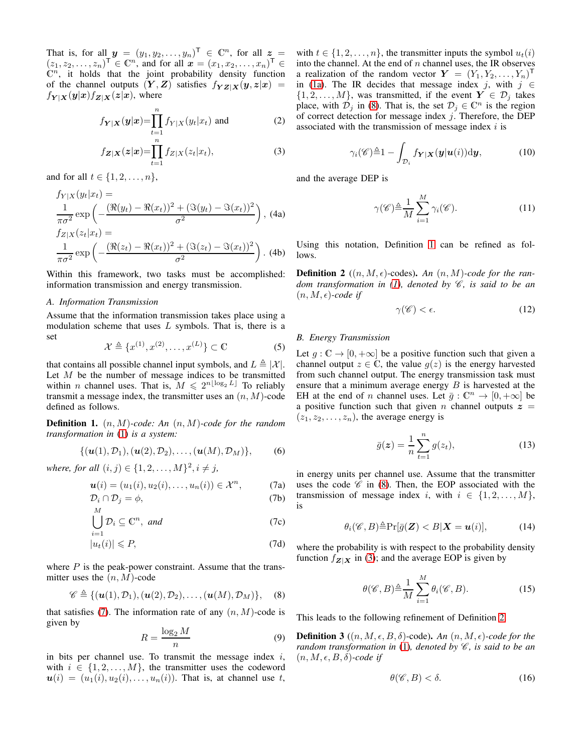That is, for all $\boldsymbol{y} = (y_1, y_2, \ldots, y_n)^{\mathsf{T}} \in \mathbb{C}^n$, for all $\boldsymbol{z} = (z_1, z_2, \ldots, z_n)^{\mathsf{T}} \in \mathbb{C}^n$, and for all $\boldsymbol{x} = (x_1, x_2, \ldots, x_n)^{\mathsf{T}} \in \mathbb{C}^n$, it holds that the joint probability density function of the channel outputs $(\boldsymbol{Y}, \boldsymbol{Z})$ satisfies $f_{\boldsymbol{Y}\boldsymbol{Z}|\boldsymbol{X}}(\boldsymbol{y}, \boldsymbol{z}|\boldsymbol{x}) = f_{\boldsymbol{Y}|\boldsymbol{X}}(\boldsymbol{y}|\boldsymbol{x}) f_{\boldsymbol{Z}|\boldsymbol{X}}(\boldsymbol{z}|\boldsymbol{x})$, where

$$f_{\boldsymbol{Y}|\boldsymbol{X}}(\boldsymbol{y}|\boldsymbol{x}) = \prod_{t=1}^{n} f_{Y|X}(y_t|x_t) \text{ and} \tag{2}$$

$$f_{\boldsymbol{Z}|\boldsymbol{X}}(\boldsymbol{z}|\boldsymbol{x}) = \prod_{t=1}^{n} f_{Z|X}(z_t|x_t), \tag{3}$$

and for all $t \in \{1, 2, \ldots, n\}$,

$$f_{Y|X}(y_t|x_t) = \frac{1}{\pi\sigma^2} \exp\left(-\frac{(\Re(y_t) - \Re(x_t))^2 + (\Im(y_t) - \Im(x_t))^2}{\sigma^2}\right), \tag{4a}$$

$$f_{Z|X}(z_t|x_t) = \frac{1}{\pi\sigma^2} \exp\left(-\frac{(\Re(z_t) - \Re(x_t))^2 + (\Im(z_t) - \Im(x_t))^2}{\sigma^2}\right). \tag{4b}$$

Within this framework, two tasks must be accomplished: information transmission and energy transmission.

### A. Information Transmission

Assume that the information transmission takes place using a modulation scheme that uses $L$ symbols. That is, there is a set

$$\mathcal{X} \triangleq \{x^{(1)}, x^{(2)}, \ldots, x^{(L)}\} \subset \mathbb{C} \tag{5}$$

that contains all possible channel input symbols, and $L \triangleq |\mathcal{X}|$. Let $M$ be the number of message indices to be transmitted within $n$ channel uses. That is, $M \leqslant 2^{n\lfloor \log_2 L \rfloor}$ To reliably transmit a message index, the transmitter uses an $(n, M)$-code defined as follows.

**Definition 1.** $(n, M)$*-code: An* $(n, M)$*-code for the random transformation in* (1) *is a system:*

$$\{(\boldsymbol{u}(1), \mathcal{D}_1), (\boldsymbol{u}(2), \mathcal{D}_2), \ldots, (\boldsymbol{u}(M), \mathcal{D}_M)\}, \tag{6}$$

*where, for all* $(i, j) \in \{1, 2, \ldots, M\}^2, i \neq j$,

$$\boldsymbol{u}(i) = (u_1(i), u_2(i), \ldots, u_n(i)) \in \mathcal{X}^n, \tag{7a}$$

$$\mathcal{D}_i \cap \mathcal{D}_j = \phi, \tag{7b}$$

$$\bigcup_{i=1}^{M} \mathcal{D}_i \subseteq \mathbb{C}^n, \text{ and} \tag{7c}$$

$$|u_t(i)| \leqslant P, \tag{7d}$$

where $P$ is the peak-power constraint. Assume that the transmitter uses the $(n, M)$-code

$$\mathscr{C} \triangleq \{(\boldsymbol{u}(1), \mathcal{D}_1), (\boldsymbol{u}(2), \mathcal{D}_2), \ldots, (\boldsymbol{u}(M), \mathcal{D}_M)\}, \tag{8}$$

that satisfies (7). The information rate of any $(n, M)$-code is given by

$$R = \frac{\log_2 M}{n} \tag{9}$$

in bits per channel use. To transmit the message index $i$, with $i \in \{1, 2, \ldots, M\}$, the transmitter uses the codeword $\boldsymbol{u}(i) = (u_1(i), u_2(i), \ldots, u_n(i))$. That is, at channel use $t$, with $t \in \{1, 2, \ldots, n\}$, the transmitter inputs the symbol $u_t(i)$ into the channel. At the end of $n$ channel uses, the IR observes a realization of the random vector $\boldsymbol{Y} = (Y_1, Y_2, \ldots, Y_n)^{\mathsf{T}}$ in (1a). The IR decides that message index $j$, with $j \in \{1, 2, \ldots, M\}$, was transmitted, if the event $\boldsymbol{Y} \in \mathcal{D}_j$ takes place, with $\mathcal{D}_j$ in (8). That is, the set $\mathcal{D}_j \in \mathbb{C}^n$ is the region of correct detection for message index $j$. Therefore, the DEP associated with the transmission of message index $i$ is

$$\gamma_i(\mathscr{C}) \triangleq 1 - \int_{\mathcal{D}_i} f_{\boldsymbol{Y}|\boldsymbol{X}}(\boldsymbol{y}|\boldsymbol{u}(i)) \mathrm{d}\boldsymbol{y}, \tag{10}$$

and the average DEP is

$$\gamma(\mathscr{C}) \triangleq \frac{1}{M} \sum_{i=1}^{M} \gamma_i(\mathscr{C}). \tag{11}$$

Using this notation, Definition 1 can be refined as follows.

**Definition 2** ($(n, M, \epsilon)$-codes)**.** *An* $(n, M)$*-code for the random transformation in* (1)*, denoted by* $\mathscr{C}$*, is said to be an* $(n, M, \epsilon)$*-code if*

$$\gamma(\mathscr{C}) < \epsilon. \tag{12}$$

### B. Energy Transmission

Let $g : \mathbb{C} \to [0, +\infty]$ be a positive function such that given a channel output $z \in \mathbb{C}$, the value $g(z)$ is the energy harvested from such channel output. The energy transmission task must ensure that a minimum average energy $B$ is harvested at the EH at the end of $n$ channel uses. Let $\bar{g} : \mathbb{C}^n \to [0, +\infty]$ be a positive function such that given $n$ channel outputs $\boldsymbol{z} = (z_1, z_2, \ldots, z_n)$, the average energy is

$$\bar{g}(\boldsymbol{z}) = \frac{1}{n} \sum_{t=1}^{n} g(z_t), \tag{13}$$

in energy units per channel use. Assume that the transmitter uses the code $\mathscr{C}$ in (8). Then, the EOP associated with the transmission of message index $i$, with $i \in \{1, 2, \ldots, M\}$, is

$$\theta_i(\mathscr{C}, B) \triangleq \Pr[\bar{g}(\boldsymbol{Z}) < B | \boldsymbol{X} = \boldsymbol{u}(i)], \tag{14}$$

where the probability is with respect to the probability density function $f_{\boldsymbol{Z}|\boldsymbol{X}}$ in (3); and the average EOP is given by

$$\theta(\mathscr{C}, B) \triangleq \frac{1}{M} \sum_{i=1}^{M} \theta_i(\mathscr{C}, B). \tag{15}$$

This leads to the following refinement of Definition 2.

**Definition 3** ($(n, M, \epsilon, B, \delta)$-code)**.** *An* $(n, M, \epsilon)$*-code for the random transformation in* (1)*, denoted by* $\mathscr{C}$*, is said to be an* $(n, M, \epsilon, B, \delta)$*-code if*

$$\theta(\mathscr{C}, B) < \delta. \tag{16}$$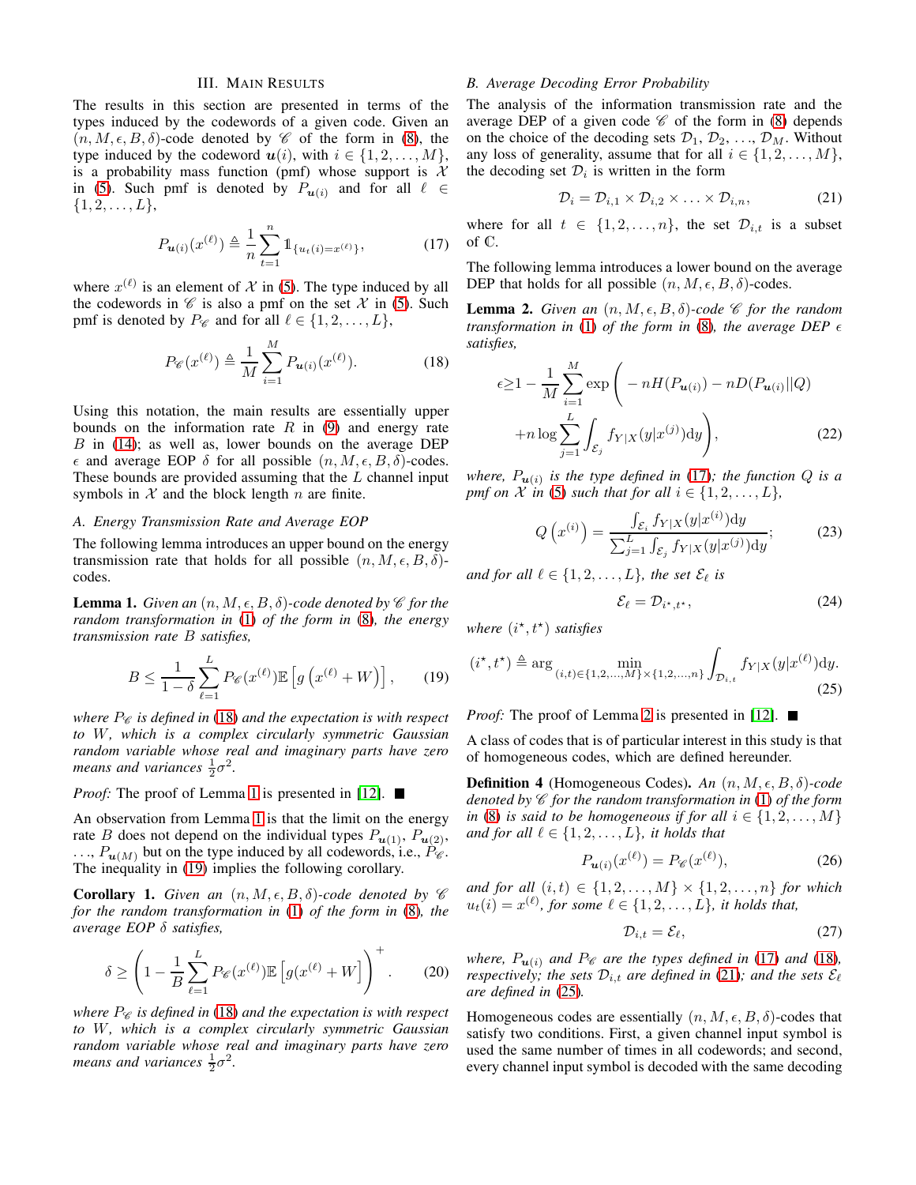## III. Main Results

The results in this section are presented in terms of the types induced by the codewords of a given code. Given an $(n, M, \epsilon, B, \delta)$-code induced by $\mathscr{C}$ of the form in (8), the type induced by the codeword $\boldsymbol{u}(i)$, with $i \in \{1, 2, \ldots, M\}$, is a probability mass function (pmf) whose support is $\mathcal{X}$ in (5). Such pmf is denoted by $P_{\boldsymbol{u}(i)}$ and for all $\ell \in \{1, 2, \ldots, L\}$,

$$P_{\boldsymbol{u}(i)}(x^{(\ell)}) \triangleq \frac{1}{n}\sum_{t=1}^{n} \mathbb{1}_{\{u_t(i)=x^{(\ell)}\}}, \tag{17}$$

where $x^{(\ell)}$ is an element of $\mathcal{X}$ in (5). The type induced by all the codewords in $\mathscr{C}$ is also a pmf on the set $\mathcal{X}$ in (5). Such pmf is denoted by $P_{\mathscr{C}}$ and for all $\ell \in \{1, 2, \ldots, L\}$,

$$P_{\mathscr{C}}(x^{(\ell)}) \triangleq \frac{1}{M}\sum_{i=1}^{M} P_{\boldsymbol{u}(i)}(x^{(\ell)}). \tag{18}$$

Using this notation, the main results are essentially upper bounds on the information rate $R$ in (9) and energy rate $B$ in (14); as well as, lower bounds on the average DEP $\epsilon$ and average EOP $\delta$ for all possible $(n, M, \epsilon, B, \delta)$-codes. These bounds are provided assuming that the $L$ channel input symbols in $\mathcal{X}$ and the block length $n$ are finite.

### A. Energy Transmission Rate and Average EOP

The following lemma introduces an upper bound on the energy transmission rate that holds for all possible $(n, M, \epsilon, B, \delta)$-codes.

**Lemma 1.** *Given an $(n, M, \epsilon, B, \delta)$-code denoted by $\mathscr{C}$ for the random transformation in (1) of the form in (8), the energy transmission rate $B$ satisfies,*

$$B \leq \frac{1}{1-\delta}\sum_{\ell=1}^{L} P_{\mathscr{C}}(x^{(\ell)})\mathbb{E}\left[g\left(x^{(\ell)}+W\right)\right], \tag{19}$$

*where $P_{\mathscr{C}}$ is defined in (18) and the expectation is with respect to $W$, which is a complex circularly symmetric Gaussian random variable whose real and imaginary parts have zero means and variances $\frac{1}{2}\sigma^2$.*

*Proof:* The proof of Lemma 1 is presented in [12]. ■

An observation from Lemma 1 is that the limit on the energy rate $B$ does not depend on the individual types $P_{\boldsymbol{u}(1)}$, $P_{\boldsymbol{u}(2)}$, $\ldots$, $P_{\boldsymbol{u}(M)}$ but on the type induced by all codewords, i.e., $P_{\mathscr{C}}$. The inequality in (19) implies the following corollary.

**Corollary 1.** *Given an $(n, M, \epsilon, B, \delta)$-code denoted by $\mathscr{C}$ for the random transformation in (1) of the form in (8), the average EOP $\delta$ satisfies,*

$$\delta \geq \left(1 - \frac{1}{B}\sum_{\ell=1}^{L} P_{\mathscr{C}}(x^{(\ell)})\mathbb{E}\left[g(x^{(\ell)}+W\right]\right)^{+}. \tag{20}$$

*where $P_{\mathscr{C}}$ is defined in (18) and the expectation is with respect to $W$, which is a complex circularly symmetric Gaussian random variable whose real and imaginary parts have zero means and variances $\frac{1}{2}\sigma^2$.*

### B. Average Decoding Error Probability

The analysis of the information transmission rate and the average DEP of a given code $\mathscr{C}$ of the form in (8) depends on the choice of the decoding sets $\mathcal{D}_1, \mathcal{D}_2, \ldots, \mathcal{D}_M$. Without any loss of generality, assume that for all $i \in \{1, 2, \ldots, M\}$, the decoding set $\mathcal{D}_i$ is written in the form

$$\mathcal{D}_i = \mathcal{D}_{i,1} \times \mathcal{D}_{i,2} \times \ldots \times \mathcal{D}_{i,n}, \tag{21}$$

where for all $t \in \{1, 2, \ldots, n\}$, the set $\mathcal{D}_{i,t}$ is a subset of $\mathbb{C}$.

The following lemma introduces a lower bound on the average DEP that holds for all possible $(n, M, \epsilon, B, \delta)$-codes.

**Lemma 2.** *Given an $(n, M, \epsilon, B, \delta)$-code $\mathscr{C}$ for the random transformation in (1) of the form in (8), the average DEP $\epsilon$ satisfies,*

$$\epsilon \geq 1 - \frac{1}{M}\sum_{i=1}^{M}\exp\Bigg(-nH(P_{\boldsymbol{u}(i)}) - nD(P_{\boldsymbol{u}(i)}||Q) + n\log\sum_{j=1}^{L}\int_{\mathcal{E}_j} f_{Y|X}(y|x^{(j)})\mathrm{d}y\Bigg), \tag{22}$$

*where, $P_{\boldsymbol{u}(i)}$ is the type defined in (17); the function $Q$ is a pmf on $\mathcal{X}$ in (5) such that for all $i \in \{1, 2, \ldots, L\}$,*

$$Q\left(x^{(i)}\right) = \frac{\int_{\mathcal{E}_i} f_{Y|X}(y|x^{(i)})\mathrm{d}y}{\sum_{j=1}^{L}\int_{\mathcal{E}_j} f_{Y|X}(y|x^{(j)})\mathrm{d}y}; \tag{23}$$

*and for all $\ell \in \{1, 2, \ldots, L\}$, the set $\mathcal{E}_\ell$ is*

$$\mathcal{E}_\ell = \mathcal{D}_{i^\star, t^\star}, \tag{24}$$

*where $(i^\star, t^\star)$ satisfies*

$$(i^\star, t^\star) \triangleq \arg\min_{(i,t)\in\{1,2,\ldots,M\}\times\{1,2,\ldots,n\}} \int_{\mathcal{D}_{i,t}} f_{Y|X}(y|x^{(\ell)})\mathrm{d}y. \tag{25}$$

*Proof:* The proof of Lemma 2 is presented in [12]. ■

A class of codes that is of particular interest in this study is that of homogeneous codes, which are defined hereunder.

**Definition 4** (Homogeneous Codes)**.** *An $(n, M, \epsilon, B, \delta)$-code denoted by $\mathscr{C}$ for the random transformation in (1) of the form in (8) is said to be homogeneous if for all $i \in \{1, 2, \ldots, M\}$ and for all $\ell \in \{1, 2, \ldots, L\}$, it holds that*

$$P_{\boldsymbol{u}(i)}(x^{(\ell)}) = P_{\mathscr{C}}(x^{(\ell)}), \tag{26}$$

*and for all $(i, t) \in \{1, 2, \ldots, M\} \times \{1, 2, \ldots, n\}$ for which $u_t(i) = x^{(\ell)}$, for some $\ell \in \{1, 2, \ldots, L\}$, it holds that,*

$$\mathcal{D}_{i,t} = \mathcal{E}_\ell, \tag{27}$$

*where, $P_{\boldsymbol{u}(i)}$ and $P_{\mathscr{C}}$ are the types defined in (17) and (18), respectively; the sets $\mathcal{D}_{i,t}$ are defined in (21); and the sets $\mathcal{E}_\ell$ are defined in (25).*

Homogeneous codes are essentially $(n, M, \epsilon, B, \delta)$-codes that satisfy two conditions. First, a given channel input symbol is used the same number of times in all codewords; and second, every channel input symbol is decoded with the same decoding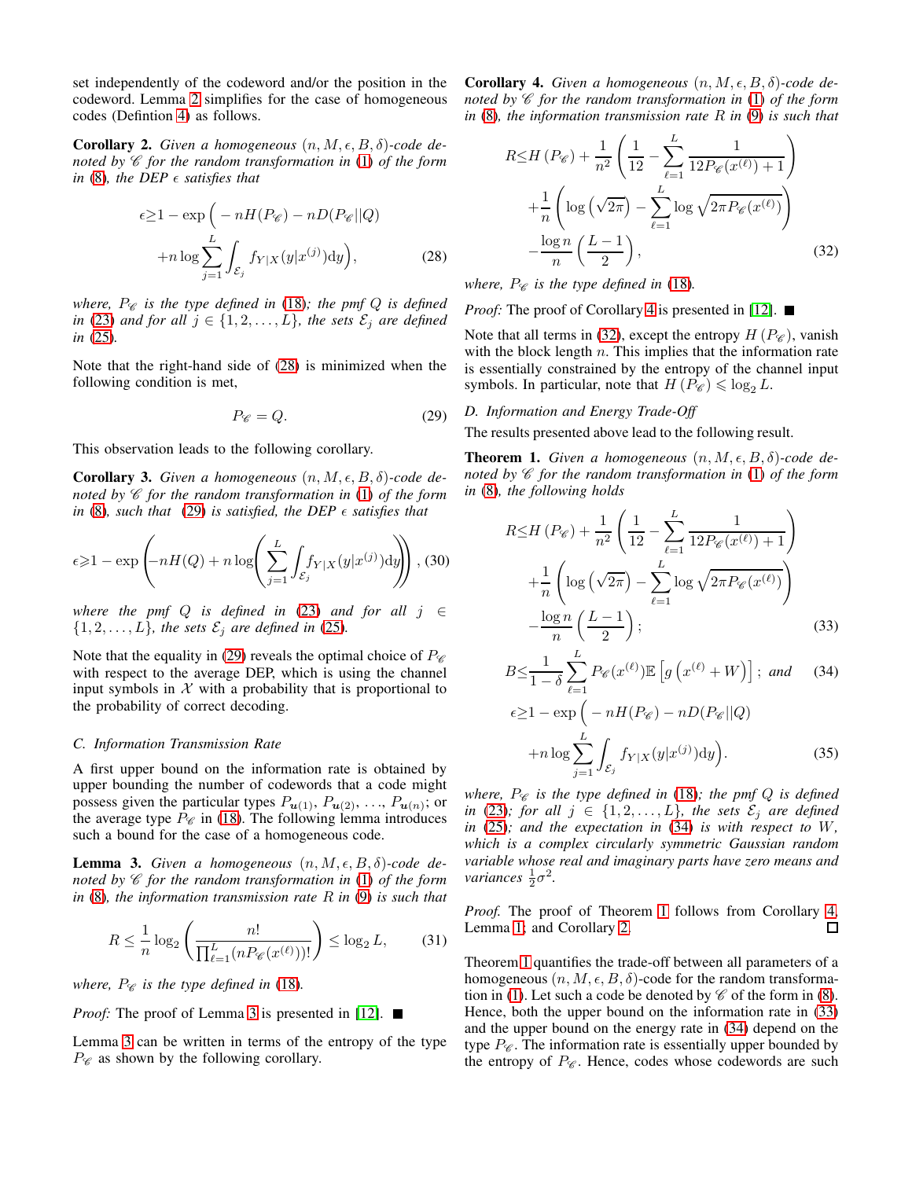set independently of the codeword and/or the position in the codeword. Lemma 2 simplifies for the case of homogeneous codes (Defintion 4) as follows.

**Corollary 2.** *Given a homogeneous $(n, M, \epsilon, B, \delta)$-code denoted by $\mathscr{C}$ for the random transformation in (1) of the form in (8), the DEP $\epsilon$ satisfies that*

$$\epsilon \geq 1 - \exp\Big( - nH(P_{\mathscr{C}}) - nD(P_{\mathscr{C}}||Q) + n \log \sum_{j=1}^{L} \int_{\mathcal{E}_j} f_{Y|X}(y|x^{(j)}) \mathrm{d}y \Big), \quad (28)$$

*where, $P_{\mathscr{C}}$ is the type defined in (18); the pmf $Q$ is defined in (23) and for all $j \in \{1, 2, \ldots, L\}$, the sets $\mathcal{E}_j$ are defined in (25).*

Note that the right-hand side of (28) is minimized when the following condition is met,

$$P_{\mathscr{C}} = Q. \quad (29)$$

This observation leads to the following corollary.

**Corollary 3.** *Given a homogeneous $(n, M, \epsilon, B, \delta)$-code denoted by $\mathscr{C}$ for the random transformation in (1) of the form in (8), such that (29) is satisfied, the DEP $\epsilon$ satisfies that*

$$\epsilon \geqslant 1 - \exp\left( -nH(Q) + n \log\left( \sum_{j=1}^{L} \int_{\mathcal{E}_j} f_{Y|X}(y|x^{(j)}) \mathrm{d}y \right) \right), \quad (30)$$

*where the pmf $Q$ is defined in (23) and for all $j \in \{1, 2, \ldots, L\}$, the sets $\mathcal{E}_j$ are defined in (25).*

Note that the equality in (29) reveals the optimal choice of $P_{\mathscr{C}}$ with respect to the average DEP, which is using the channel input symbols in $\mathcal{X}$ with a probability that is proportional to the probability of correct decoding.

### C. Information Transmission Rate

A first upper bound on the information rate is obtained by upper bounding the number of codewords that a code might possess given the particular types $P_{\boldsymbol{u}(1)}$, $P_{\boldsymbol{u}(2)}$, ..., $P_{\boldsymbol{u}(n)}$; or the average type $P_{\mathscr{C}}$ in (18). The following lemma introduces such a bound for the case of a homogeneous code.

**Lemma 3.** *Given a homogeneous $(n, M, \epsilon, B, \delta)$-code denoted by $\mathscr{C}$ for the random transformation in (1) of the form in (8), the information transmission rate $R$ in (9) is such that*

$$R \leq \frac{1}{n} \log_2 \left( \frac{n!}{\prod_{\ell=1}^{L} (nP_{\mathscr{C}}(x^{(\ell)}))!} \right) \leq \log_2 L, \quad (31)$$

*where, $P_{\mathscr{C}}$ is the type defined in (18).*

*Proof:* The proof of Lemma 3 is presented in [12]. ■

Lemma 3 can be written in terms of the entropy of the type $P_{\mathscr{C}}$ as shown by the following corollary.

**Corollary 4.** *Given a homogeneous $(n, M, \epsilon, B, \delta)$-code denoted by $\mathscr{C}$ for the random transformation in (1) of the form in (8), the information transmission rate $R$ in (9) is such that*

$$R \leq H(P_{\mathscr{C}}) + \frac{1}{n^2} \left( \frac{1}{12} - \sum_{\ell=1}^{L} \frac{1}{12P_{\mathscr{C}}(x^{(\ell)}) + 1} \right) + \frac{1}{n} \left( \log\left(\sqrt{2\pi}\right) - \sum_{\ell=1}^{L} \log \sqrt{2\pi P_{\mathscr{C}}(x^{(\ell)})} \right) - \frac{\log n}{n} \left( \frac{L-1}{2} \right), \quad (32)$$

*where, $P_{\mathscr{C}}$ is the type defined in (18).*

*Proof:* The proof of Corollary 4 is presented in [12]. ■

Note that all terms in (32), except the entropy $H(P_{\mathscr{C}})$, vanish with the block length $n$. This implies that the information rate is essentially constrained by the entropy of the channel input symbols. In particular, note that $H(P_{\mathscr{C}}) \leqslant \log_2 L$.

### D. Information and Energy Trade-Off

The results presented above lead to the following result.

**Theorem 1.** *Given a homogeneous $(n, M, \epsilon, B, \delta)$-code denoted by $\mathscr{C}$ for the random transformation in (1) of the form in (8), the following holds*

$$R \leq H(P_{\mathscr{C}}) + \frac{1}{n^2} \left( \frac{1}{12} - \sum_{\ell=1}^{L} \frac{1}{12P_{\mathscr{C}}(x^{(\ell)}) + 1} \right) + \frac{1}{n} \left( \log\left(\sqrt{2\pi}\right) - \sum_{\ell=1}^{L} \log \sqrt{2\pi P_{\mathscr{C}}(x^{(\ell)})} \right) - \frac{\log n}{n} \left( \frac{L-1}{2} \right); \quad (33)$$

$$B \leq \frac{1}{1-\delta} \sum_{\ell=1}^{L} P_{\mathscr{C}}(x^{(\ell)}) \mathbb{E}\left[ g\left( x^{(\ell)} + W \right) \right]; \text{ and} \quad (34)$$

$$\epsilon \geq 1 - \exp\Big( - nH(P_{\mathscr{C}}) - nD(P_{\mathscr{C}}||Q) + n \log \sum_{j=1}^{L} \int_{\mathcal{E}_j} f_{Y|X}(y|x^{(j)}) \mathrm{d}y \Big). \quad (35)$$

*where, $P_{\mathscr{C}}$ is the type defined in (18); the pmf $Q$ is defined in (23); for all $j \in \{1, 2, \ldots, L\}$, the sets $\mathcal{E}_j$ are defined in (25); and the expectation in (34) is with respect to $W$, which is a complex circularly symmetric Gaussian random variable whose real and imaginary parts have zero means and variances $\frac{1}{2}\sigma^2$.*

*Proof.* The proof of Theorem 1 follows from Corollary 4, Lemma 1; and Corollary 2. □

Theorem 1 quantifies the trade-off between all parameters of a homogeneous $(n, M, \epsilon, B, \delta)$-code for the random transformation in (1). Let such a code be denoted by $\mathscr{C}$ of the form in (8). Hence, both the upper bound on the information rate in (33) and the upper bound on the energy rate in (34) depend on the type $P_{\mathscr{C}}$. The information rate is essentially upper bounded by the entropy of $P_{\mathscr{C}}$. Hence, codes whose codewords are such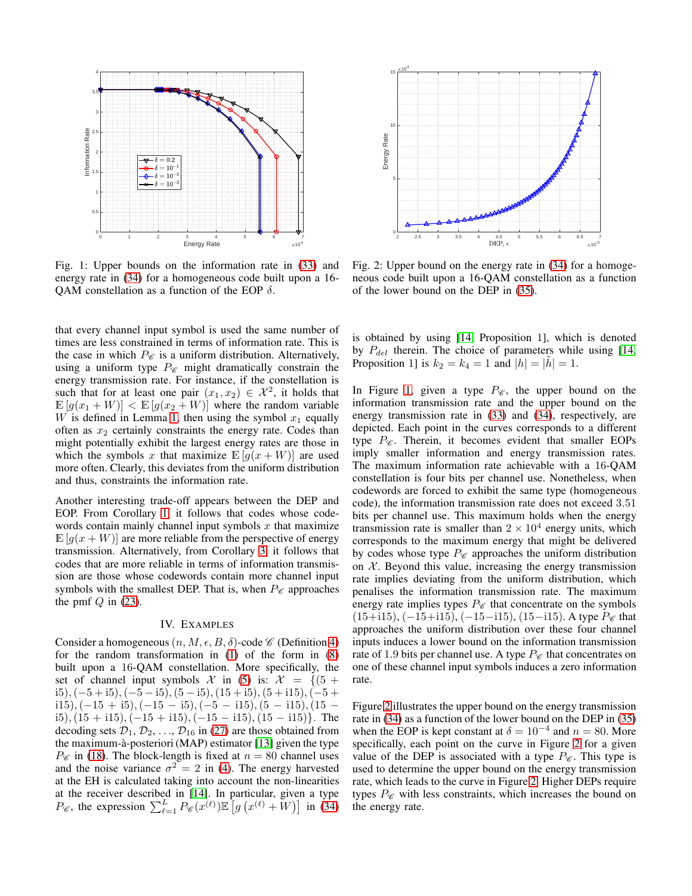Fig. 1: Upper bounds on the information rate in (33) and energy rate in (34) for a homogeneous code built upon a 16-QAM constellation as a function of the EOP $\delta$.

Fig. 2: Upper bound on the energy rate in (34) for a homogeneous code built upon a 16-QAM constellation as a function of the lower bound on the DEP in (35).

that every channel input symbol is used the same number of times are less constrained in terms of information rate. This is the case in which $P_{\mathscr{C}}$ is a uniform distribution. Alternatively, using a uniform type $P_{\mathscr{C}}$ might dramatically constrain the energy transmission rate. For instance, if the constellation is such that for at least one pair $(x_1, x_2) \in \mathcal{X}^2$, it holds that $\mathbb{E}[g(x_1 + W)] < \mathbb{E}[g(x_2 + W)]$ where the random variable $W$ is defined in Lemma 1, then using the symbol $x_1$ equally often as $x_2$ certainly constraints the energy rate. Codes than might potentially exhibit the largest energy rates are those in which the symbols $x$ that maximize $\mathbb{E}[g(x + W)]$ are used more often. Clearly, this deviates from the uniform distribution and thus, constraints the information rate.

Another interesting trade-off appears between the DEP and EOP. From Corollary 1, it follows that codes whose codewords contain mainly channel input symbols $x$ that maximize $\mathbb{E}[g(x + W)]$ are more reliable from the perspective of energy transmission. Alternatively, from Corollary 3, it follows that codes that are more reliable in terms of information transmission are those whose codewords contain more channel input symbols with the smallest DEP. That is, when $P_{\mathscr{C}}$ approaches the pmf $Q$ in (23).

## IV. Examples

Consider a homogeneous $(n, M, \epsilon, B, \delta)$-code $\mathscr{C}$ (Definition 4) for the random transformation in (1) of the form in (8) built upon a 16-QAM constellation. More specifically, the set of channel input symbols $\mathcal{X}$ in (5) is: $\mathcal{X} = \{(5 + \mathrm{i}5), (-5 + \mathrm{i}5), (-5 - \mathrm{i}5), (5 - \mathrm{i}5), (15 + \mathrm{i}5), (5 + \mathrm{i}15), (-5 + \mathrm{i}15), (-15 + \mathrm{i}5), (-15 - \mathrm{i}5), (-5 - \mathrm{i}15), (5 - \mathrm{i}15), (15 - \mathrm{i}5), (15 + \mathrm{i}15), (-15 + \mathrm{i}15), (-15 - \mathrm{i}15), (15 - \mathrm{i}15)\}$. The decoding sets $\mathcal{D}_1, \mathcal{D}_2, \ldots, \mathcal{D}_{16}$ in (27) are those obtained from the maximum-à-posteriori (MAP) estimator [13] given the type $P_{\mathscr{C}}$ in (18). The block-length is fixed at $n = 80$ channel uses and the noise variance $\sigma^2 = 2$ in (4). The energy harvested at the EH is calculated taking into account the non-linearities at the receiver described in [14]. In particular, given a type $P_{\mathscr{C}}$, the expression $\sum_{\ell=1}^{L} P_{\mathscr{C}}(x^{(\ell)}) \mathbb{E}\left[g\left(x^{(\ell)} + W\right)\right]$ in (34) is obtained by using [14, Proposition 1], which is denoted by $P_{del}$ therein. The choice of parameters while using [14, Proposition 1] is $k_2 = k_4 = 1$ and $|h| = |\tilde{h}| = 1$.

In Figure 1, given a type $P_{\mathscr{C}}$, the upper bound on the information transmission rate and the upper bound on the energy transmission rate in (33) and (34), respectively, are depicted. Each point in the curves corresponds to a different type $P_{\mathscr{C}}$. Therein, it becomes evident that smaller EOPs imply smaller information and energy transmission rates. The maximum information rate achievable with a 16-QAM constellation is four bits per channel use. Nonetheless, when codewords are forced to exhibit the same type (homogeneous code), the information transmission rate does not exceed 3.51 bits per channel use. This maximum holds when the energy transmission rate is smaller than $2 \times 10^4$ energy units, which corresponds to the maximum energy that might be delivered by codes whose type $P_{\mathscr{C}}$ approaches the uniform distribution on $\mathcal{X}$. Beyond this value, increasing the energy transmission rate implies deviating from the uniform distribution, which penalises the information transmission rate. The maximum energy rate implies types $P_{\mathscr{C}}$ that concentrate on the symbols $(15+\mathrm{i}15), (-15+\mathrm{i}15), (-15-\mathrm{i}15), (15-\mathrm{i}15)$. A type $P_{\mathscr{C}}$ that approaches the uniform distribution over these four channel inputs induces a lower bound on the information transmission rate of 1.9 bits per channel use. A type $P_{\mathscr{C}}$ that concentrates on one of these channel input symbols induces a zero information rate.

Figure 2 illustrates the upper bound on the energy transmission rate in (34) as a function of the lower bound on the DEP in (35) when the EOP is kept constant at $\delta = 10^{-4}$ and $n = 80$. More specifically, each point on the curve in Figure 2 for a given value of the DEP is associated with a type $P_{\mathscr{C}}$. This type is used to determine the upper bound on the energy transmission rate, which leads to the curve in Figure 2. Higher DEPs require types $P_{\mathscr{C}}$ with less constraints, which increases the bound on the energy rate.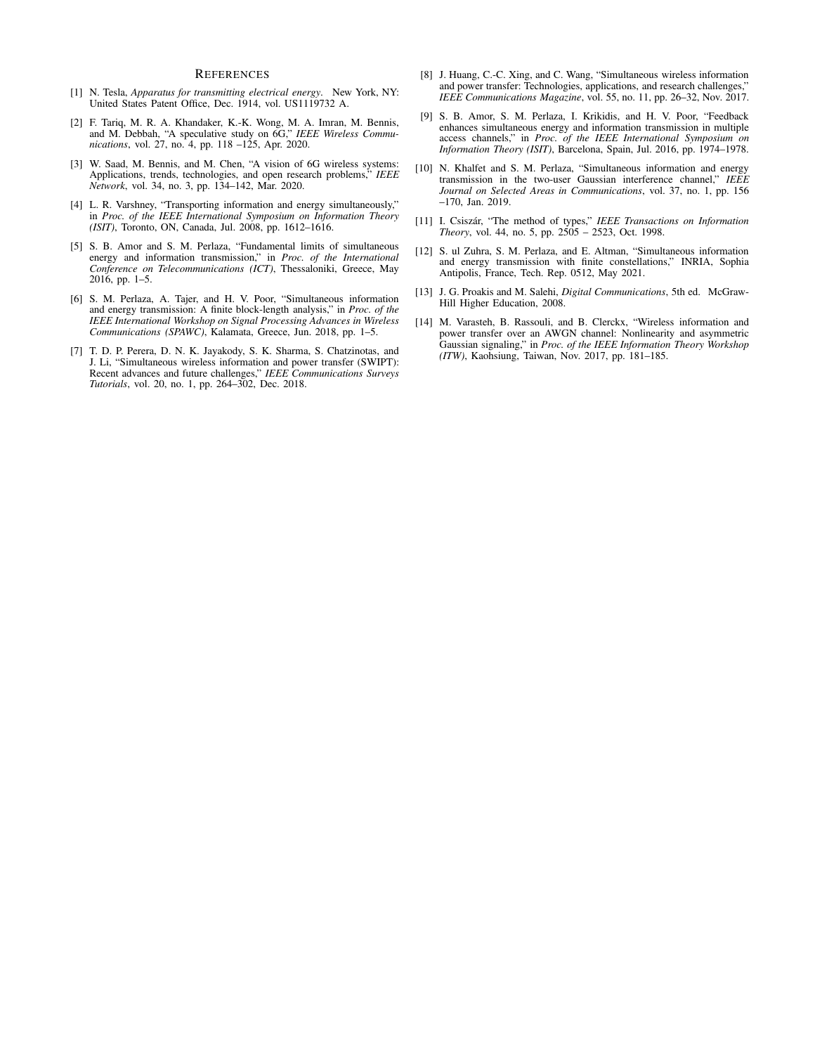## REFERENCES

[1] N. Tesla, *Apparatus for transmitting electrical energy*. New York, NY: United States Patent Office, Dec. 1914, vol. US1119732 A.

[2] F. Tariq, M. R. A. Khandaker, K.-K. Wong, M. A. Imran, M. Bennis, and M. Debbah, "A speculative study on 6G," *IEEE Wireless Communications*, vol. 27, no. 4, pp. 118 –125, Apr. 2020.

[3] W. Saad, M. Bennis, and M. Chen, "A vision of 6G wireless systems: Applications, trends, technologies, and open research problems," *IEEE Network*, vol. 34, no. 3, pp. 134–142, Mar. 2020.

[4] L. R. Varshney, "Transporting information and energy simultaneously," in *Proc. of the IEEE International Symposium on Information Theory (ISIT)*, Toronto, ON, Canada, Jul. 2008, pp. 1612–1616.

[5] S. B. Amor and S. M. Perlaza, "Fundamental limits of simultaneous energy and information transmission," in *Proc. of the International Conference on Telecommunications (ICT)*, Thessaloniki, Greece, May 2016, pp. 1–5.

[6] S. M. Perlaza, A. Tajer, and H. V. Poor, "Simultaneous information and energy transmission: A finite block-length analysis," in *Proc. of the IEEE International Workshop on Signal Processing Advances in Wireless Communications (SPAWC)*, Kalamata, Greece, Jun. 2018, pp. 1–5.

[7] T. D. P. Perera, D. N. K. Jayakody, S. K. Sharma, S. Chatzinotas, and J. Li, "Simultaneous wireless information and power transfer (SWIPT): Recent advances and future challenges," *IEEE Communications Surveys Tutorials*, vol. 20, no. 1, pp. 264–302, Dec. 2018.

[8] J. Huang, C.-C. Xing, and C. Wang, "Simultaneous wireless information and power transfer: Technologies, applications, and research challenges," *IEEE Communications Magazine*, vol. 55, no. 11, pp. 26–32, Nov. 2017.

[9] S. B. Amor, S. M. Perlaza, I. Krikidis, and H. V. Poor, "Feedback enhances simultaneous energy and information transmission in multiple access channels," in *Proc. of the IEEE International Symposium on Information Theory (ISIT)*, Barcelona, Spain, Jul. 2016, pp. 1974–1978.

[10] N. Khalfet and S. M. Perlaza, "Simultaneous information and energy transmission in the two-user Gaussian interference channel," *IEEE Journal on Selected Areas in Communications*, vol. 37, no. 1, pp. 156 –170, Jan. 2019.

[11] I. Csiszár, "The method of types," *IEEE Transactions on Information Theory*, vol. 44, no. 5, pp. 2505 – 2523, Oct. 1998.

[12] S. ul Zuhra, S. M. Perlaza, and E. Altman, "Simultaneous information and energy transmission with finite constellations," INRIA, Sophia Antipolis, France, Tech. Rep. 0512, May 2021.

[13] J. G. Proakis and M. Salehi, *Digital Communications*, 5th ed. McGraw-Hill Higher Education, 2008.

[14] M. Varasteh, B. Rassouli, and B. Clerckx, "Wireless information and power transfer over an AWGN channel: Nonlinearity and asymmetric Gaussian signaling," in *Proc. of the IEEE Information Theory Workshop (ITW)*, Kaohsiung, Taiwan, Nov. 2017, pp. 181–185.